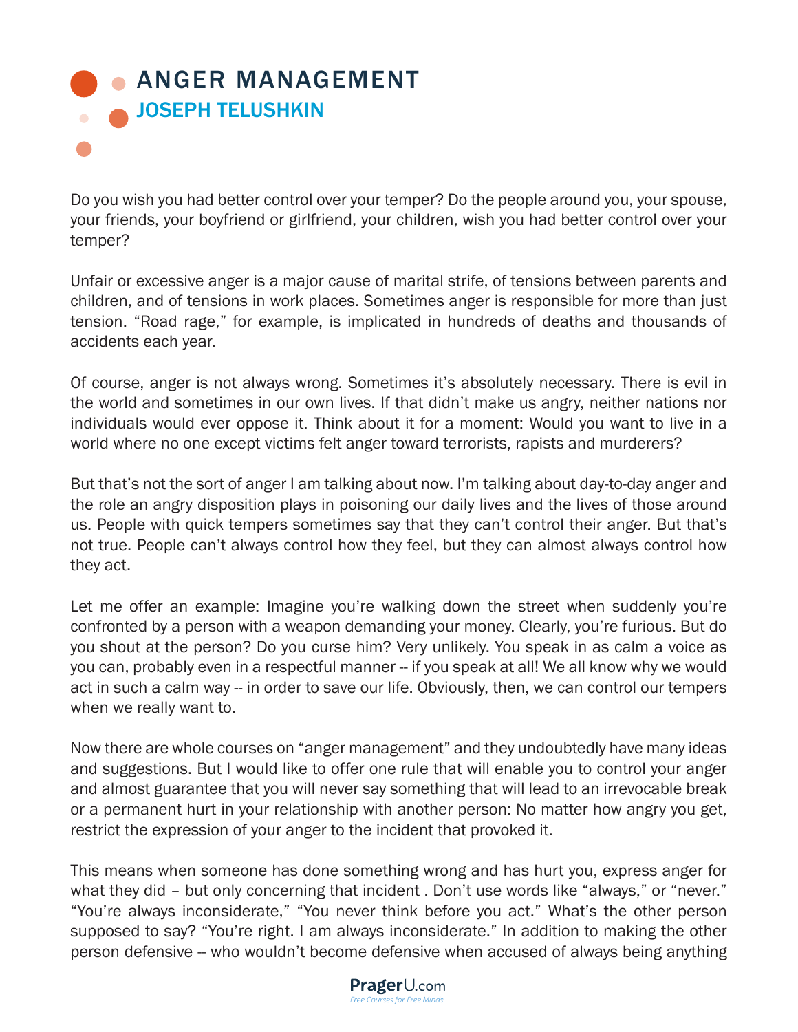# ANGER MANAGEMENT

## JOSEPH TELUSHKIN

Do you wish you had better control over your temper? Do the people around you, your spouse, your friends, your boyfriend or girlfriend, your children, wish you had better control over your temper?

Unfair or excessive anger is a major cause of marital strife, of tensions between parents and children, and of tensions in work places. Sometimes anger is responsible for more than just tension. “Road rage,” for example, is implicated in hundreds of deaths and thousands of accidents each year.

Of course, anger is not always wrong. Sometimes it’s absolutely necessary. There is evil in the world and sometimes in our own lives. If that didn’t make us angry, neither nations nor individuals would ever oppose it. Think about it for a moment: Would you want to live in a world where no one except victims felt anger toward terrorists, rapists and murderers?

But that’s not the sort of anger I am talking about now. I’m talking about day-to-day anger and the role an angry disposition plays in poisoning our daily lives and the lives of those around us. People with quick tempers sometimes say that they can’t control their anger. But that’s not true. People can’t always control how they feel, but they can almost always control how they act.

Let me offer an example: Imagine you’re walking down the street when suddenly you’re confronted by a person with a weapon demanding your money. Clearly, you’re furious. But do you shout at the person? Do you curse him? Very unlikely. You speak in as calm a voice as you can, probably even in a respectful manner -- if you speak at all! We all know why we would act in such a calm way -- in order to save our life. Obviously, then, we can control our tempers when we really want to.

Now there are whole courses on “anger management” and they undoubtedly have many ideas and suggestions. But I would like to offer one rule that will enable you to control your anger and almost guarantee that you will never say something that will lead to an irrevocable break or a permanent hurt in your relationship with another person: No matter how angry you get, restrict the expression of your anger to the incident that provoked it.

This means when someone has done something wrong and has hurt you, express anger for what they did – but only concerning that incident . Don’t use words like “always,” or “never.” “You’re always inconsiderate,” “You never think before you act.” What’s the other person supposed to say? “You’re right. I am always inconsiderate.” In addition to making the other person defensive -- who wouldn’t become defensive when accused of always being anything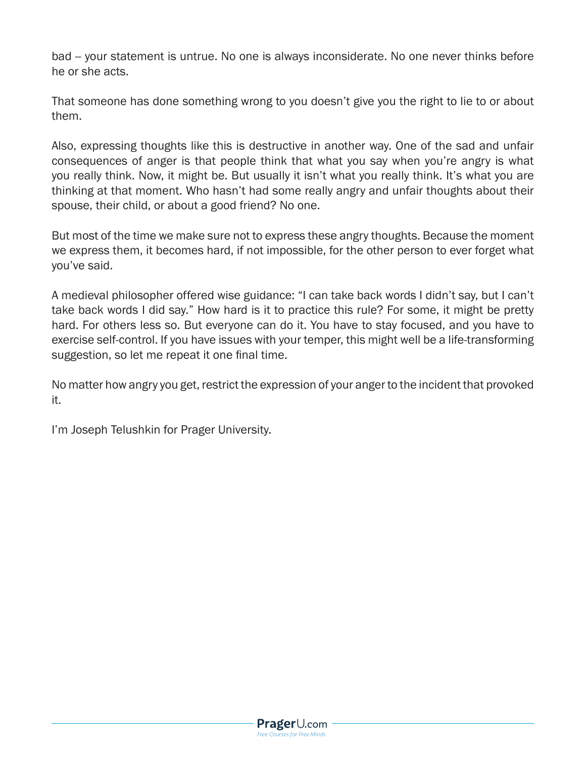bad -- your statement is untrue. No one is always inconsiderate. No one never thinks before he or she acts.

That someone has done something wrong to you doesn't give you the right to lie to or about them.

Also, expressing thoughts like this is destructive in another way. One of the sad and unfair consequences of anger is that people think that what you say when you're angry is what you really think. Now, it might be. But usually it isn't what you really think. It's what you are thinking at that moment. Who hasn't had some really angry and unfair thoughts about their spouse, their child, or about a good friend? No one.

But most of the time we make sure not to express these angry thoughts. Because the moment we express them, it becomes hard, if not impossible, for the other person to ever forget what you've said.

A medieval philosopher offered wise guidance: "I can take back words I didn't say, but I can't take back words I did say." How hard is it to practice this rule? For some, it might be pretty hard. For others less so. But everyone can do it. You have to stay focused, and you have to exercise self-control. If you have issues with your temper, this might well be a life-transforming suggestion, so let me repeat it one final time.

No matter how angry you get, restrict the expression of your anger to the incident that provoked it.

I'm Joseph Telushkin for Prager University.